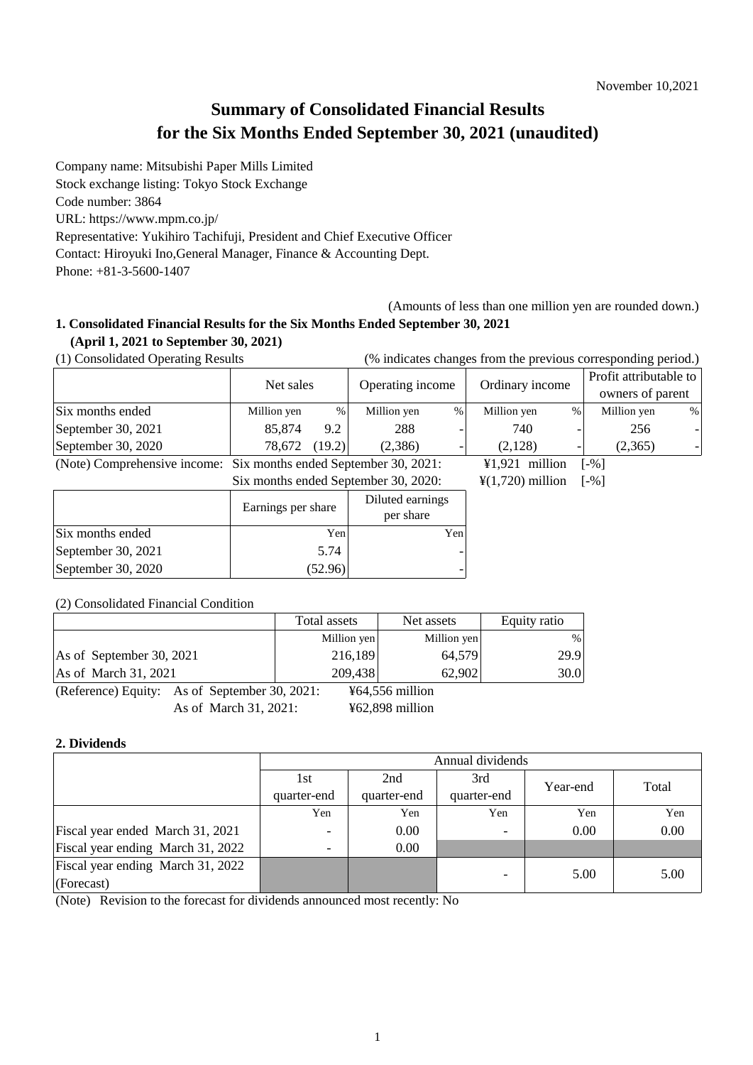November 10,2021

# Summary of Consolidated Financial Results for the Six Months Ended September 30, 2021 (unaudited)

Company name: Mitsubishi Paper Mills Limited
Stock exchange listing: Tokyo Stock Exchange
Code number: 3864
URL: https://www.mpm.co.jp/
Representative: Yukihiro Tachifuji, President and Chief Executive Officer
Contact: Hiroyuki Ino,General Manager, Finance & Accounting Dept.
Phone: +81-3-5600-1407

(Amounts of less than one million yen are rounded down.)

## 1. Consolidated Financial Results for the Six Months Ended September 30, 2021 (April 1, 2021 to September 30, 2021)

(1) Consolidated Operating Results (% indicates changes from the previous corresponding period.)

| | Net sales | | Operating income | | Ordinary income | | Profit attributable to owners of parent | |
|---|---|---|---|---|---|---|---|---|
| Six months ended | Million yen | % | Million yen | % | Million yen | % | Million yen | % |
| September 30, 2021 | 85,874 | 9.2 | 288 | - | 740 | - | 256 | - |
| September 30, 2020 | 78,672 | (19.2) | (2,386) | - | (2,128) | - | (2,365) | - |

(Note) Comprehensive income: Six months ended September 30, 2021: ¥1,921 million [-%]
Six months ended September 30, 2020: ¥(1,720) million [-%]

| | Earnings per share | Diluted earnings per share |
|---|---|---|
| Six months ended | Yen | Yen |
| September 30, 2021 | 5.74 | - |
| September 30, 2020 | (52.96) | - |

(2) Consolidated Financial Condition

| | Total assets | Net assets | Equity ratio |
|---|---|---|---|
| | Million yen | Million yen | % |
| As of September 30, 2021 | 216,189 | 64,579 | 29.9 |
| As of March 31, 2021 | 209,438 | 62,902 | 30.0 |

(Reference) Equity: As of September 30, 2021: ¥64,556 million
As of March 31, 2021: ¥62,898 million

## 2. Dividends

| | Annual dividends | | | | |
|---|---|---|---|---|---|
| | 1st quarter-end | 2nd quarter-end | 3rd quarter-end | Year-end | Total |
| | Yen | Yen | Yen | Yen | Yen |
| Fiscal year ended March 31, 2021 | - | 0.00 | - | 0.00 | 0.00 |
| Fiscal year ending March 31, 2022 | - | 0.00 | | | |
| Fiscal year ending March 31, 2022 (Forecast) | | | - | 5.00 | 5.00 |

(Note) Revision to the forecast for dividends announced most recently: No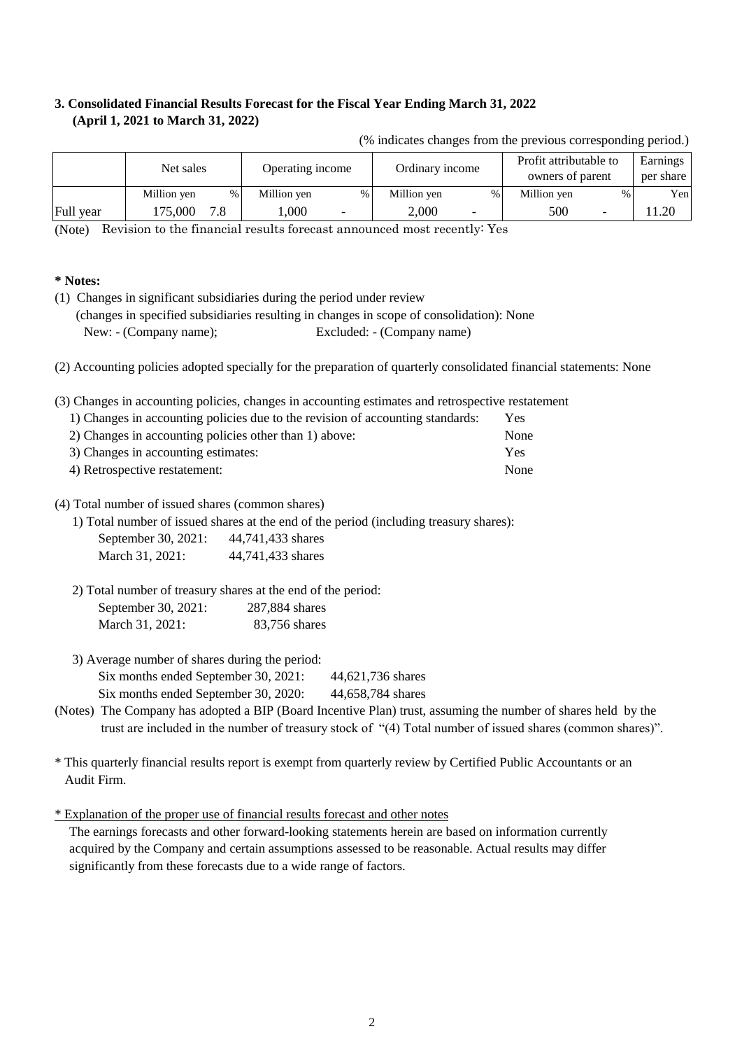### 3. Consolidated Financial Results Forecast for the Fiscal Year Ending March 31, 2022 (April 1, 2021 to March 31, 2022)

(% indicates changes from the previous corresponding period.)

| | Net sales | | Operating income | | Ordinary income | | Profit attributable to owners of parent | | Earnings per share |
|---|---|---|---|---|---|---|---|---|---|
| | Million yen | % | Million yen | % | Million yen | % | Million yen | % | Yen |
| Full year | 175,000 | 7.8 | 1,000 | - | 2,000 | - | 500 | - | 11.20 |

(Note) Revision to the financial results forecast announced most recently: Yes

**\* Notes:**

(1) Changes in significant subsidiaries during the period under review
(changes in specified subsidiaries resulting in changes in scope of consolidation): None
New: - (Company name); Excluded: - (Company name)

(2) Accounting policies adopted specially for the preparation of quarterly consolidated financial statements: None

(3) Changes in accounting policies, changes in accounting estimates and retrospective restatement

1) Changes in accounting policies due to the revision of accounting standards: Yes
2) Changes in accounting policies other than 1) above: None
3) Changes in accounting estimates: Yes
4) Retrospective restatement: None

(4) Total number of issued shares (common shares)

1) Total number of issued shares at the end of the period (including treasury shares):
September 30, 2021: 44,741,433 shares
March 31, 2021: 44,741,433 shares

2) Total number of treasury shares at the end of the period:
September 30, 2021: 287,884 shares
March 31, 2021: 83,756 shares

3) Average number of shares during the period:
Six months ended September 30, 2021: 44,621,736 shares
Six months ended September 30, 2020: 44,658,784 shares

(Notes) The Company has adopted a BIP (Board Incentive Plan) trust, assuming the number of shares held by the trust are included in the number of treasury stock of "(4) Total number of issued shares (common shares)".

\* This quarterly financial results report is exempt from quarterly review by Certified Public Accountants or an Audit Firm.

\* Explanation of the proper use of financial results forecast and other notes

The earnings forecasts and other forward-looking statements herein are based on information currently acquired by the Company and certain assumptions assessed to be reasonable. Actual results may differ significantly from these forecasts due to a wide range of factors.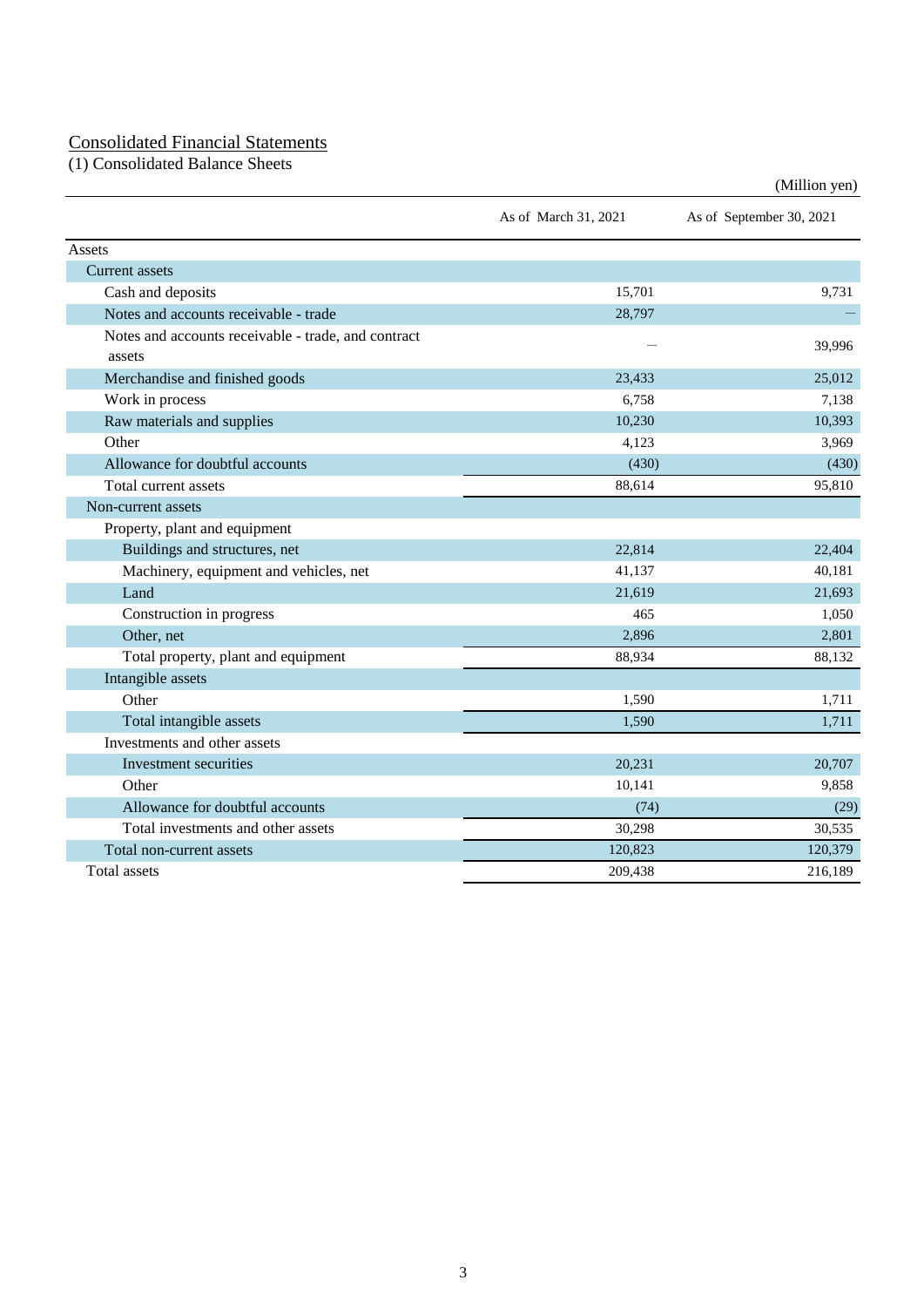## Consolidated Financial Statements

### (1) Consolidated Balance Sheets

(Million yen)

| | As of March 31, 2021 | As of September 30, 2021 |
|---|---|---|
| Assets | | |
| Current assets | | |
| Cash and deposits | 15,701 | 9,731 |
| Notes and accounts receivable - trade | 28,797 | － |
| Notes and accounts receivable - trade, and contract assets | － | 39,996 |
| Merchandise and finished goods | 23,433 | 25,012 |
| Work in process | 6,758 | 7,138 |
| Raw materials and supplies | 10,230 | 10,393 |
| Other | 4,123 | 3,969 |
| Allowance for doubtful accounts | (430) | (430) |
| Total current assets | 88,614 | 95,810 |
| Non-current assets | | |
| Property, plant and equipment | | |
| Buildings and structures, net | 22,814 | 22,404 |
| Machinery, equipment and vehicles, net | 41,137 | 40,181 |
| Land | 21,619 | 21,693 |
| Construction in progress | 465 | 1,050 |
| Other, net | 2,896 | 2,801 |
| Total property, plant and equipment | 88,934 | 88,132 |
| Intangible assets | | |
| Other | 1,590 | 1,711 |
| Total intangible assets | 1,590 | 1,711 |
| Investments and other assets | | |
| Investment securities | 20,231 | 20,707 |
| Other | 10,141 | 9,858 |
| Allowance for doubtful accounts | (74) | (29) |
| Total investments and other assets | 30,298 | 30,535 |
| Total non-current assets | 120,823 | 120,379 |
| Total assets | 209,438 | 216,189 |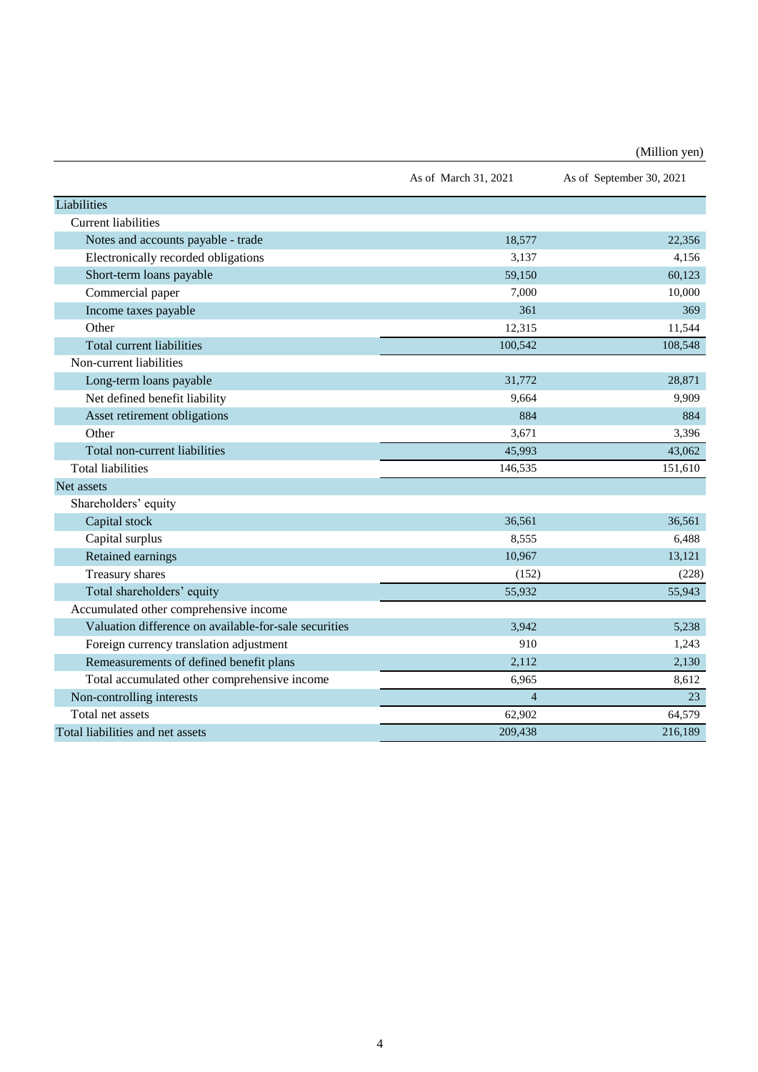(Million yen)

| | As of March 31, 2021 | As of September 30, 2021 |
|---|---|---|
| Liabilities | | |
| Current liabilities | | |
| Notes and accounts payable - trade | 18,577 | 22,356 |
| Electronically recorded obligations | 3,137 | 4,156 |
| Short-term loans payable | 59,150 | 60,123 |
| Commercial paper | 7,000 | 10,000 |
| Income taxes payable | 361 | 369 |
| Other | 12,315 | 11,544 |
| Total current liabilities | 100,542 | 108,548 |
| Non-current liabilities | | |
| Long-term loans payable | 31,772 | 28,871 |
| Net defined benefit liability | 9,664 | 9,909 |
| Asset retirement obligations | 884 | 884 |
| Other | 3,671 | 3,396 |
| Total non-current liabilities | 45,993 | 43,062 |
| Total liabilities | 146,535 | 151,610 |
| Net assets | | |
| Shareholders' equity | | |
| Capital stock | 36,561 | 36,561 |
| Capital surplus | 8,555 | 6,488 |
| Retained earnings | 10,967 | 13,121 |
| Treasury shares | (152) | (228) |
| Total shareholders' equity | 55,932 | 55,943 |
| Accumulated other comprehensive income | | |
| Valuation difference on available-for-sale securities | 3,942 | 5,238 |
| Foreign currency translation adjustment | 910 | 1,243 |
| Remeasurements of defined benefit plans | 2,112 | 2,130 |
| Total accumulated other comprehensive income | 6,965 | 8,612 |
| Non-controlling interests | 4 | 23 |
| Total net assets | 62,902 | 64,579 |
| Total liabilities and net assets | 209,438 | 216,189 |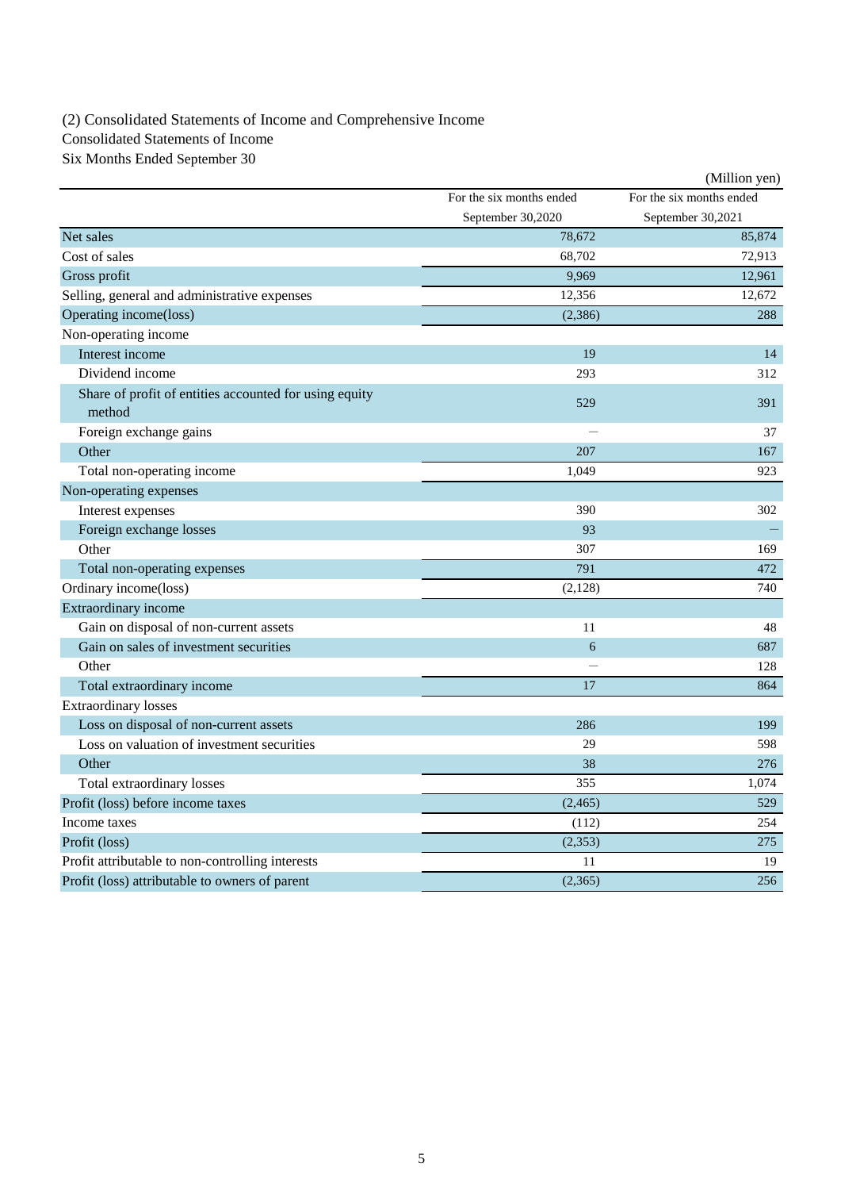## (2) Consolidated Statements of Income and Comprehensive Income

### Consolidated Statements of Income

### Six Months Ended September 30

(Million yen)

| | For the six months ended September 30,2020 | For the six months ended September 30,2021 |
|---|---|---|
| Net sales | 78,672 | 85,874 |
| Cost of sales | 68,702 | 72,913 |
| Gross profit | 9,969 | 12,961 |
| Selling, general and administrative expenses | 12,356 | 12,672 |
| Operating income(loss) | (2,386) | 288 |
| Non-operating income | | |
| Interest income | 19 | 14 |
| Dividend income | 293 | 312 |
| Share of profit of entities accounted for using equity method | 529 | 391 |
| Foreign exchange gains | ― | 37 |
| Other | 207 | 167 |
| Total non-operating income | 1,049 | 923 |
| Non-operating expenses | | |
| Interest expenses | 390 | 302 |
| Foreign exchange losses | 93 | ― |
| Other | 307 | 169 |
| Total non-operating expenses | 791 | 472 |
| Ordinary income(loss) | (2,128) | 740 |
| Extraordinary income | | |
| Gain on disposal of non-current assets | 11 | 48 |
| Gain on sales of investment securities | 6 | 687 |
| Other | ― | 128 |
| Total extraordinary income | 17 | 864 |
| Extraordinary losses | | |
| Loss on disposal of non-current assets | 286 | 199 |
| Loss on valuation of investment securities | 29 | 598 |
| Other | 38 | 276 |
| Total extraordinary losses | 355 | 1,074 |
| Profit (loss) before income taxes | (2,465) | 529 |
| Income taxes | (112) | 254 |
| Profit (loss) | (2,353) | 275 |
| Profit attributable to non-controlling interests | 11 | 19 |
| Profit (loss) attributable to owners of parent | (2,365) | 256 |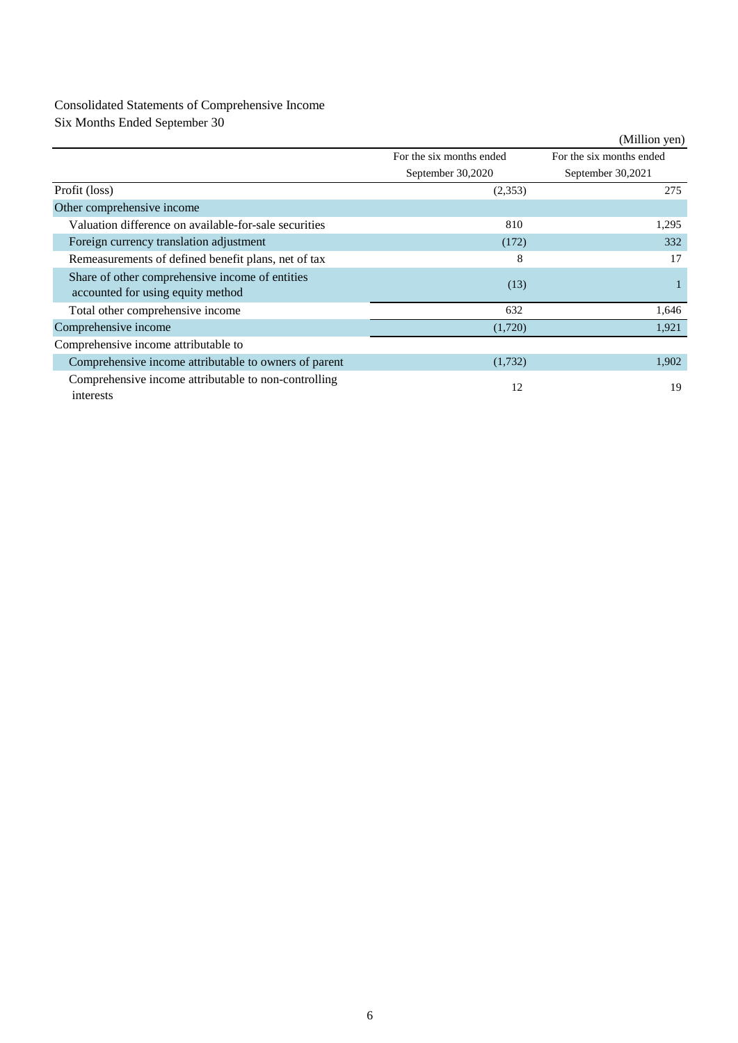Consolidated Statements of Comprehensive Income

Six Months Ended September 30

(Million yen)

| | For the six months ended September 30,2020 | For the six months ended September 30,2021 |
|---|---|---|
| Profit (loss) | (2,353) | 275 |
| Other comprehensive income | | |
| Valuation difference on available-for-sale securities | 810 | 1,295 |
| Foreign currency translation adjustment | (172) | 332 |
| Remeasurements of defined benefit plans, net of tax | 8 | 17 |
| Share of other comprehensive income of entities accounted for using equity method | (13) | 1 |
| Total other comprehensive income | 632 | 1,646 |
| Comprehensive income | (1,720) | 1,921 |
| Comprehensive income attributable to | | |
| Comprehensive income attributable to owners of parent | (1,732) | 1,902 |
| Comprehensive income attributable to non-controlling interests | 12 | 19 |